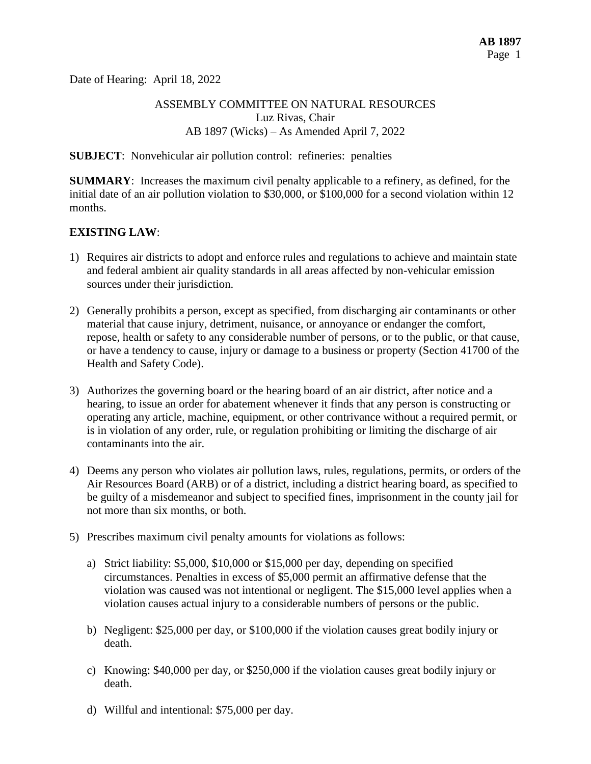Date of Hearing: April 18, 2022

ASSEMBLY COMMITTEE ON NATURAL RESOURCES
Luz Rivas, Chair
AB 1897 (Wicks) – As Amended April 7, 2022

**SUBJECT**: Nonvehicular air pollution control: refineries: penalties

**SUMMARY**: Increases the maximum civil penalty applicable to a refinery, as defined, for the initial date of an air pollution violation to $30,000, or $100,000 for a second violation within 12 months.

**EXISTING LAW**:

1) Requires air districts to adopt and enforce rules and regulations to achieve and maintain state and federal ambient air quality standards in all areas affected by non-vehicular emission sources under their jurisdiction.

2) Generally prohibits a person, except as specified, from discharging air contaminants or other material that cause injury, detriment, nuisance, or annoyance or endanger the comfort, repose, health or safety to any considerable number of persons, or to the public, or that cause, or have a tendency to cause, injury or damage to a business or property (Section 41700 of the Health and Safety Code).

3) Authorizes the governing board or the hearing board of an air district, after notice and a hearing, to issue an order for abatement whenever it finds that any person is constructing or operating any article, machine, equipment, or other contrivance without a required permit, or is in violation of any order, rule, or regulation prohibiting or limiting the discharge of air contaminants into the air.

4) Deems any person who violates air pollution laws, rules, regulations, permits, or orders of the Air Resources Board (ARB) or of a district, including a district hearing board, as specified to be guilty of a misdemeanor and subject to specified fines, imprisonment in the county jail for not more than six months, or both.

5) Prescribes maximum civil penalty amounts for violations as follows:

   a) Strict liability: $5,000, $10,000 or $15,000 per day, depending on specified circumstances. Penalties in excess of $5,000 permit an affirmative defense that the violation was caused was not intentional or negligent. The $15,000 level applies when a violation causes actual injury to a considerable numbers of persons or the public.

   b) Negligent: $25,000 per day, or $100,000 if the violation causes great bodily injury or death.

   c) Knowing: $40,000 per day, or $250,000 if the violation causes great bodily injury or death.

   d) Willful and intentional: $75,000 per day.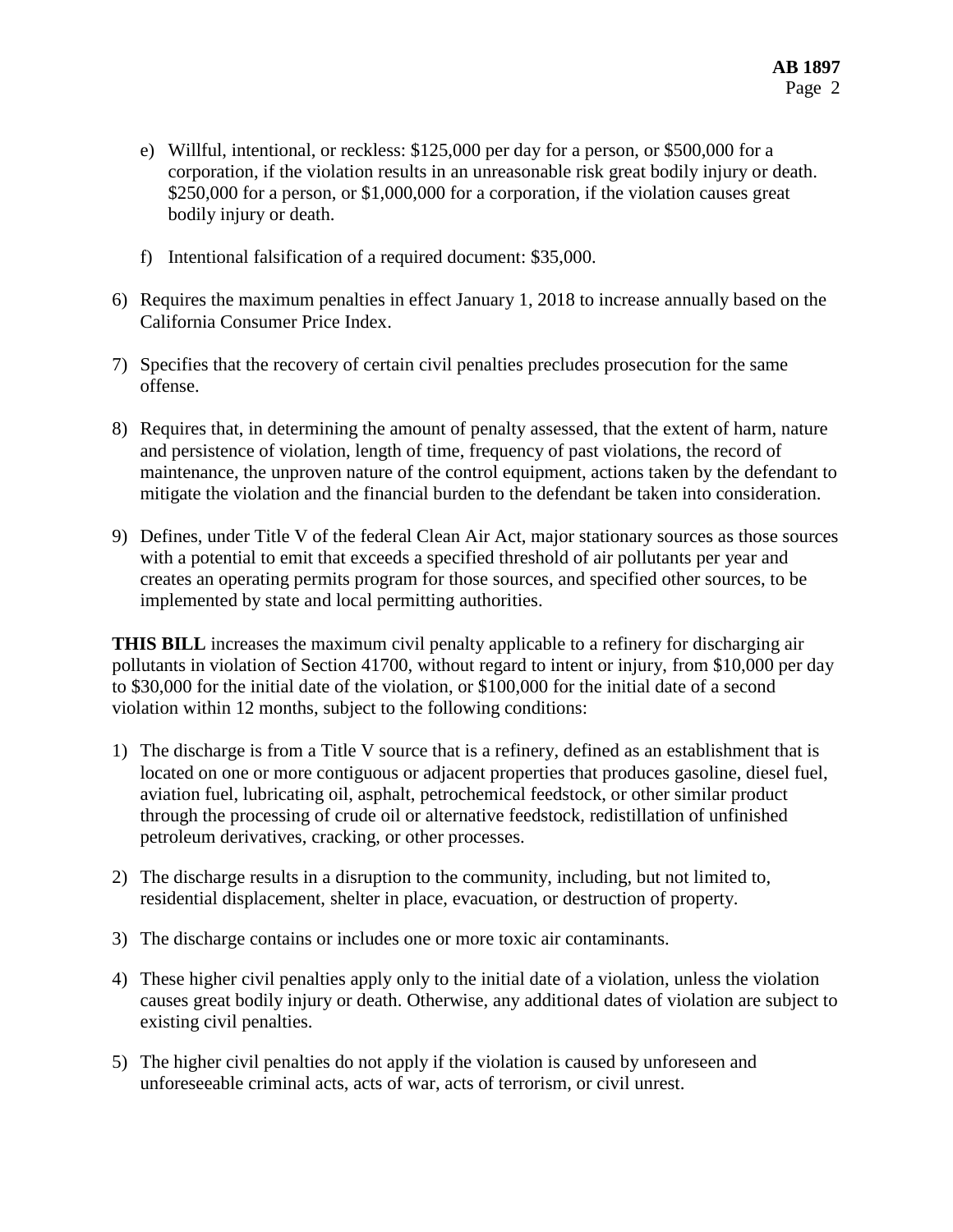e) Willful, intentional, or reckless: $125,000 per day for a person, or $500,000 for a corporation, if the violation results in an unreasonable risk great bodily injury or death. $250,000 for a person, or $1,000,000 for a corporation, if the violation causes great bodily injury or death.

f) Intentional falsification of a required document: $35,000.

6) Requires the maximum penalties in effect January 1, 2018 to increase annually based on the California Consumer Price Index.

7) Specifies that the recovery of certain civil penalties precludes prosecution for the same offense.

8) Requires that, in determining the amount of penalty assessed, that the extent of harm, nature and persistence of violation, length of time, frequency of past violations, the record of maintenance, the unproven nature of the control equipment, actions taken by the defendant to mitigate the violation and the financial burden to the defendant be taken into consideration.

9) Defines, under Title V of the federal Clean Air Act, major stationary sources as those sources with a potential to emit that exceeds a specified threshold of air pollutants per year and creates an operating permits program for those sources, and specified other sources, to be implemented by state and local permitting authorities.

**THIS BILL** increases the maximum civil penalty applicable to a refinery for discharging air pollutants in violation of Section 41700, without regard to intent or injury, from $10,000 per day to $30,000 for the initial date of the violation, or $100,000 for the initial date of a second violation within 12 months, subject to the following conditions:

1) The discharge is from a Title V source that is a refinery, defined as an establishment that is located on one or more contiguous or adjacent properties that produces gasoline, diesel fuel, aviation fuel, lubricating oil, asphalt, petrochemical feedstock, or other similar product through the processing of crude oil or alternative feedstock, redistillation of unfinished petroleum derivatives, cracking, or other processes.

2) The discharge results in a disruption to the community, including, but not limited to, residential displacement, shelter in place, evacuation, or destruction of property.

3) The discharge contains or includes one or more toxic air contaminants.

4) These higher civil penalties apply only to the initial date of a violation, unless the violation causes great bodily injury or death. Otherwise, any additional dates of violation are subject to existing civil penalties.

5) The higher civil penalties do not apply if the violation is caused by unforeseen and unforeseeable criminal acts, acts of war, acts of terrorism, or civil unrest.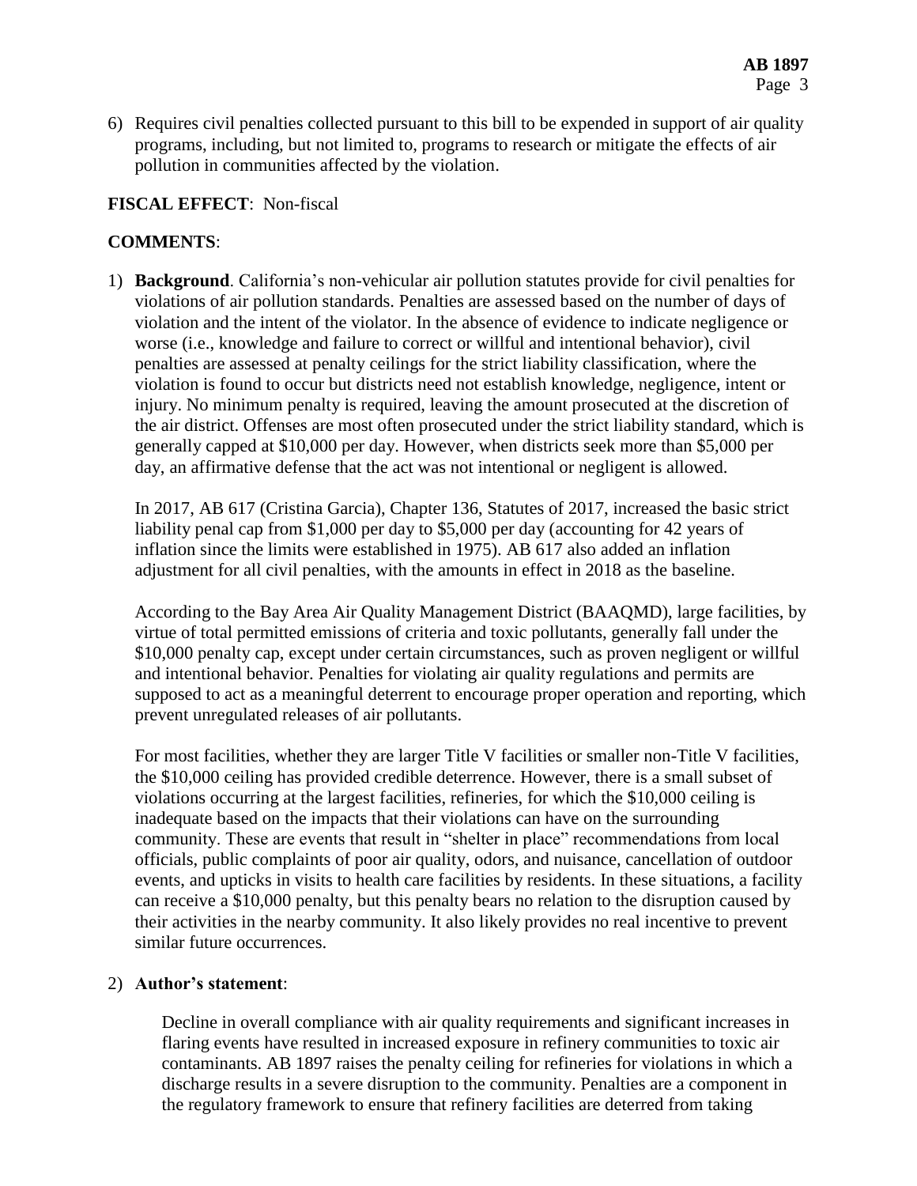6) Requires civil penalties collected pursuant to this bill to be expended in support of air quality programs, including, but not limited to, programs to research or mitigate the effects of air pollution in communities affected by the violation.

**FISCAL EFFECT**: Non-fiscal

**COMMENTS**:

1) **Background**. California's non-vehicular air pollution statutes provide for civil penalties for violations of air pollution standards. Penalties are assessed based on the number of days of violation and the intent of the violator. In the absence of evidence to indicate negligence or worse (i.e., knowledge and failure to correct or willful and intentional behavior), civil penalties are assessed at penalty ceilings for the strict liability classification, where the violation is found to occur but districts need not establish knowledge, negligence, intent or injury. No minimum penalty is required, leaving the amount prosecuted at the discretion of the air district. Offenses are most often prosecuted under the strict liability standard, which is generally capped at $10,000 per day. However, when districts seek more than $5,000 per day, an affirmative defense that the act was not intentional or negligent is allowed.

   In 2017, AB 617 (Cristina Garcia), Chapter 136, Statutes of 2017, increased the basic strict liability penal cap from $1,000 per day to $5,000 per day (accounting for 42 years of inflation since the limits were established in 1975). AB 617 also added an inflation adjustment for all civil penalties, with the amounts in effect in 2018 as the baseline.

   According to the Bay Area Air Quality Management District (BAAQMD), large facilities, by virtue of total permitted emissions of criteria and toxic pollutants, generally fall under the $10,000 penalty cap, except under certain circumstances, such as proven negligent or willful and intentional behavior. Penalties for violating air quality regulations and permits are supposed to act as a meaningful deterrent to encourage proper operation and reporting, which prevent unregulated releases of air pollutants.

   For most facilities, whether they are larger Title V facilities or smaller non-Title V facilities, the $10,000 ceiling has provided credible deterrence. However, there is a small subset of violations occurring at the largest facilities, refineries, for which the $10,000 ceiling is inadequate based on the impacts that their violations can have on the surrounding community. These are events that result in "shelter in place" recommendations from local officials, public complaints of poor air quality, odors, and nuisance, cancellation of outdoor events, and upticks in visits to health care facilities by residents. In these situations, a facility can receive a $10,000 penalty, but this penalty bears no relation to the disruption caused by their activities in the nearby community. It also likely provides no real incentive to prevent similar future occurrences.

2) **Author's statement**:

   > Decline in overall compliance with air quality requirements and significant increases in flaring events have resulted in increased exposure in refinery communities to toxic air contaminants. AB 1897 raises the penalty ceiling for refineries for violations in which a discharge results in a severe disruption to the community. Penalties are a component in the regulatory framework to ensure that refinery facilities are deterred from taking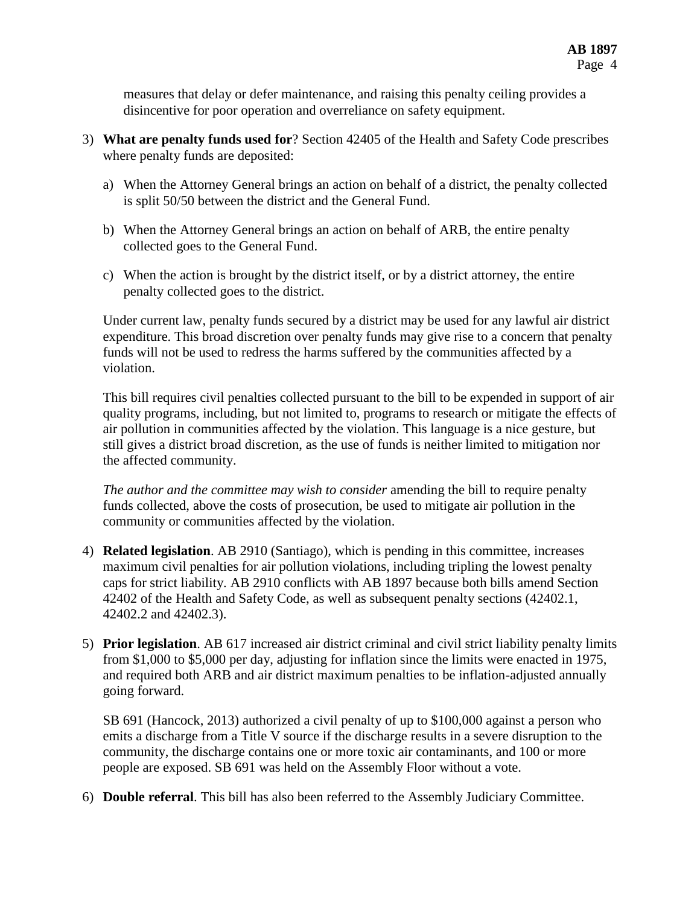measures that delay or defer maintenance, and raising this penalty ceiling provides a disincentive for poor operation and overreliance on safety equipment.

3) **What are penalty funds used for**? Section 42405 of the Health and Safety Code prescribes where penalty funds are deposited:

   a) When the Attorney General brings an action on behalf of a district, the penalty collected is split 50/50 between the district and the General Fund.

   b) When the Attorney General brings an action on behalf of ARB, the entire penalty collected goes to the General Fund.

   c) When the action is brought by the district itself, or by a district attorney, the entire penalty collected goes to the district.

   Under current law, penalty funds secured by a district may be used for any lawful air district expenditure. This broad discretion over penalty funds may give rise to a concern that penalty funds will not be used to redress the harms suffered by the communities affected by a violation.

   This bill requires civil penalties collected pursuant to the bill to be expended in support of air quality programs, including, but not limited to, programs to research or mitigate the effects of air pollution in communities affected by the violation. This language is a nice gesture, but still gives a district broad discretion, as the use of funds is neither limited to mitigation nor the affected community.

   *The author and the committee may wish to consider* amending the bill to require penalty funds collected, above the costs of prosecution, be used to mitigate air pollution in the community or communities affected by the violation.

4) **Related legislation**. AB 2910 (Santiago), which is pending in this committee, increases maximum civil penalties for air pollution violations, including tripling the lowest penalty caps for strict liability. AB 2910 conflicts with AB 1897 because both bills amend Section 42402 of the Health and Safety Code, as well as subsequent penalty sections (42402.1, 42402.2 and 42402.3).

5) **Prior legislation**. AB 617 increased air district criminal and civil strict liability penalty limits from $1,000 to $5,000 per day, adjusting for inflation since the limits were enacted in 1975, and required both ARB and air district maximum penalties to be inflation-adjusted annually going forward.

   SB 691 (Hancock, 2013) authorized a civil penalty of up to $100,000 against a person who emits a discharge from a Title V source if the discharge results in a severe disruption to the community, the discharge contains one or more toxic air contaminants, and 100 or more people are exposed. SB 691 was held on the Assembly Floor without a vote.

6) **Double referral**. This bill has also been referred to the Assembly Judiciary Committee.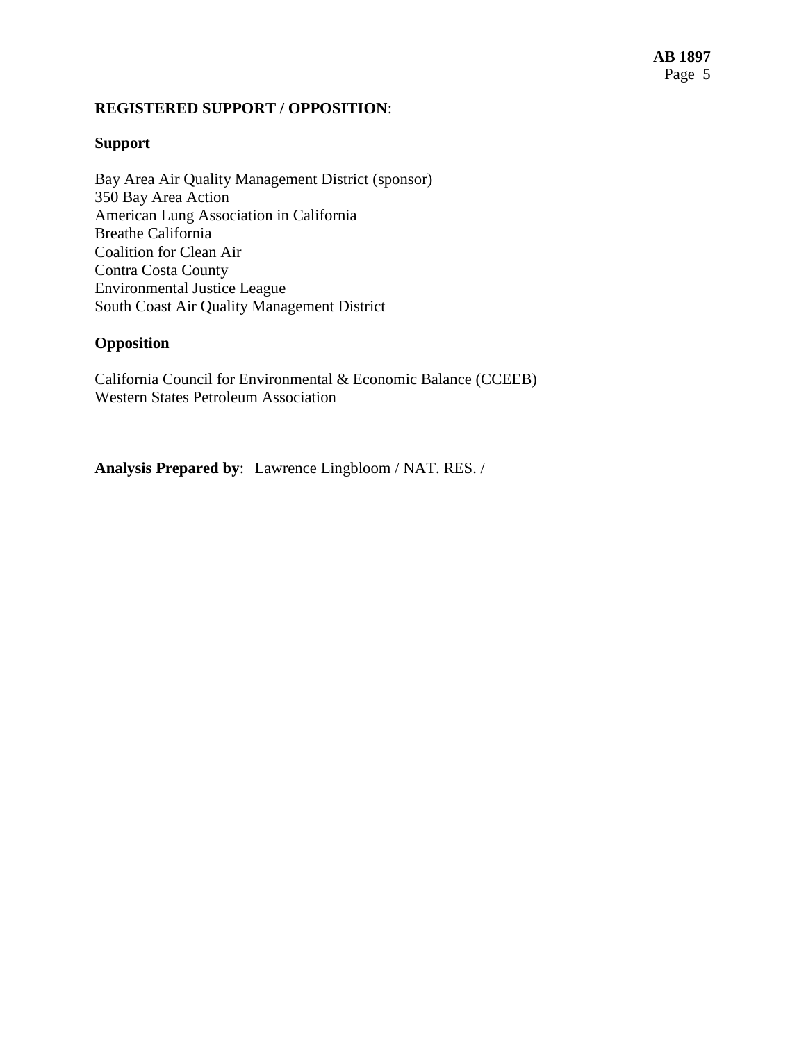**REGISTERED SUPPORT / OPPOSITION**:

**Support**

Bay Area Air Quality Management District (sponsor)
350 Bay Area Action
American Lung Association in California
Breathe California
Coalition for Clean Air
Contra Costa County
Environmental Justice League
South Coast Air Quality Management District

**Opposition**

California Council for Environmental & Economic Balance (CCEEB)
Western States Petroleum Association

**Analysis Prepared by**: Lawrence Lingbloom / NAT. RES. /